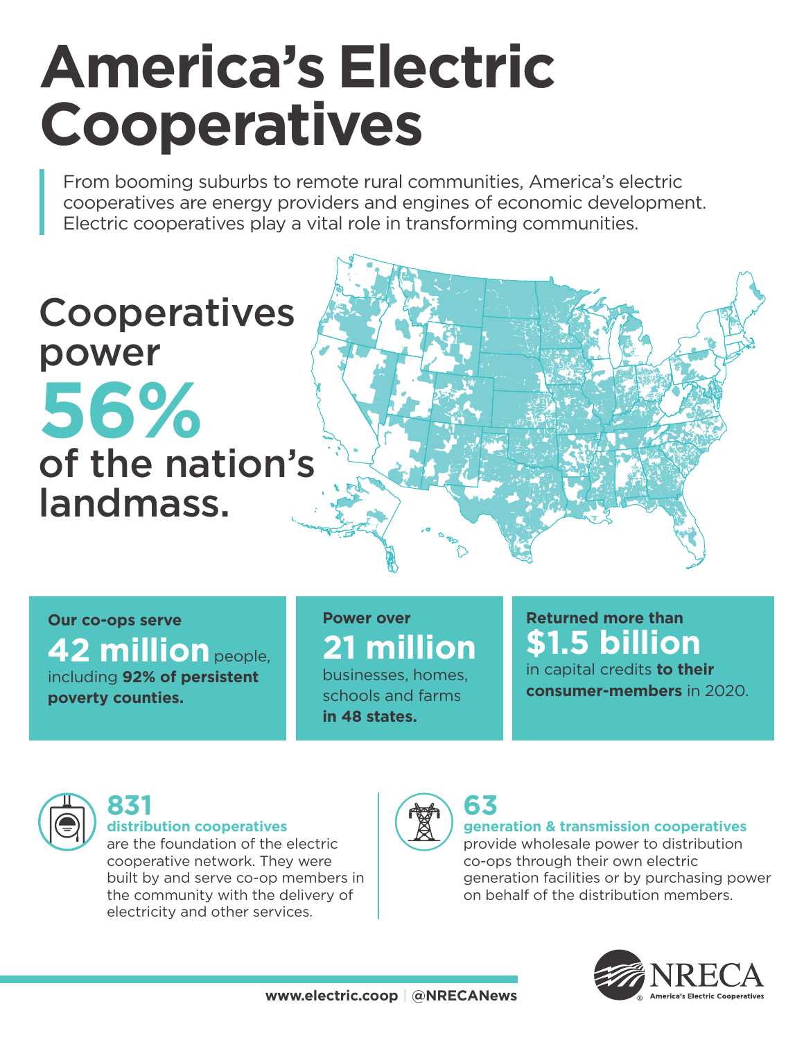# America's Electric Cooperatives

From booming suburbs to remote rural communities, America's electric cooperatives are energy providers and engines of economic development. Electric cooperatives play a vital role in transforming communities.

## Cooperatives power 56% of the nation's landmass.

**Our co-ops serve**
**42 million** people, including **92% of persistent poverty counties.**

**Power over**
**21 million** businesses, homes, schools and farms **in 48 states.**

**Returned more than**
**$1.5 billion** in capital credits **to their consumer-members** in 2020.

**831**
**distribution cooperatives** are the foundation of the electric cooperative network. They were built by and serve co-op members in the community with the delivery of electricity and other services.

**63**
**generation & transmission cooperatives** provide wholesale power to distribution co-ops through their own electric generation facilities or by purchasing power on behalf of the distribution members.

**www.electric.coop** | **@NRECANews**

NRECA America's Electric Cooperatives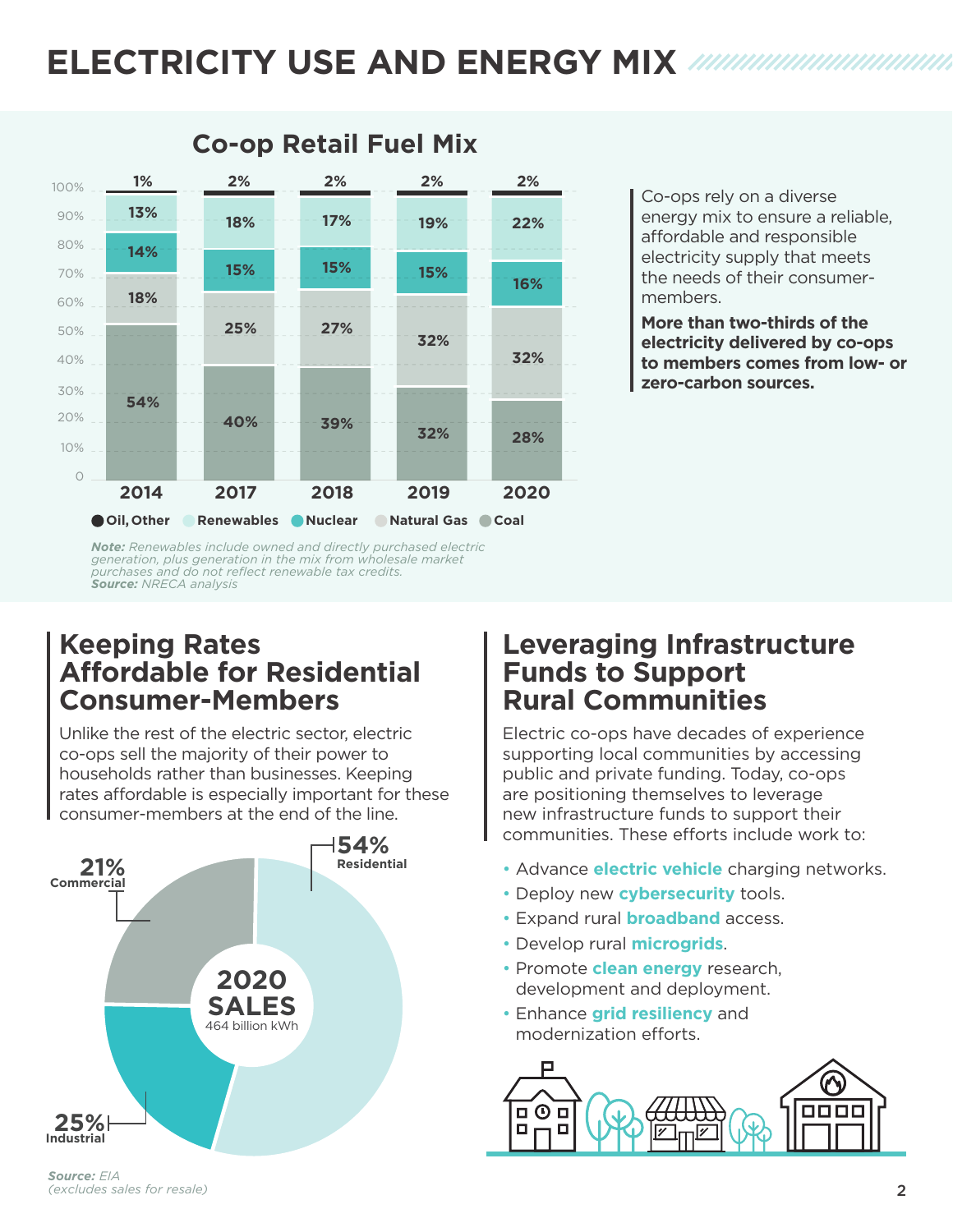# ELECTRICITY USE AND ENERGY MIX

## Co-op Retail Fuel Mix

| Year | Oil, Other | Renewables | Nuclear | Natural Gas | Coal |
|---|---|---|---|---|---|
| 2014 | 1% | 13% | 14% | 18% | 54% |
| 2017 | 2% | 18% | 15% | 25% | 40% |
| 2018 | 2% | 17% | 15% | 27% | 39% |
| 2019 | 2% | 19% | 15% | 32% | 32% |
| 2020 | 2% | 22% | 16% | 32% | 28% |

***Note:*** *Renewables include owned and directly purchased electric generation, plus generation in the mix from wholesale market purchases and do not reflect renewable tax credits.*
***Source:*** *NRECA analysis*

Co-ops rely on a diverse energy mix to ensure a reliable, affordable and responsible electricity supply that meets the needs of their consumer-members.

**More than two-thirds of the electricity delivered by co-ops to members comes from low- or zero-carbon sources.**

## Keeping Rates Affordable for Residential Consumer-Members

Unlike the rest of the electric sector, electric co-ops sell the majority of their power to households rather than businesses. Keeping rates affordable is especially important for these consumer-members at the end of the line.

**2020 SALES**
464 billion kWh

| Sector | Share |
|---|---|
| Residential | 54% |
| Industrial | 25% |
| Commercial | 21% |

***Source:*** *EIA*
*(excludes sales for resale)*

## Leveraging Infrastructure Funds to Support Rural Communities

Electric co-ops have decades of experience supporting local communities by accessing public and private funding. Today, co-ops are positioning themselves to leverage new infrastructure funds to support their communities. These efforts include work to:

- Advance **electric vehicle** charging networks.
- Deploy new **cybersecurity** tools.
- Expand rural **broadband** access.
- Develop rural **microgrids**.
- Promote **clean energy** research, development and deployment.
- Enhance **grid resiliency** and modernization efforts.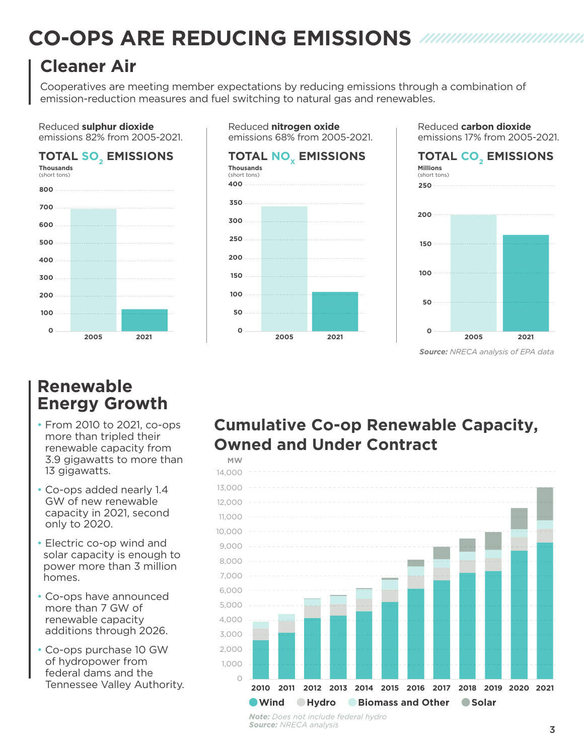# CO-OPS ARE REDUCING EMISSIONS

## Cleaner Air

Cooperatives are meeting member expectations by reducing emissions through a combination of emission-reduction measures and fuel switching to natural gas and renewables.

Reduced **sulphur dioxide** emissions 82% from 2005-2021.

**TOTAL $SO_2$ EMISSIONS**

Thousands (short tons)

Reduced **nitrogen oxide** emissions 68% from 2005-2021.

**TOTAL $NO_x$ EMISSIONS**

Thousands (short tons)

Reduced **carbon dioxide** emissions 17% from 2005-2021.

**TOTAL $CO_2$ EMISSIONS**

Millions (short tons)

***Source:*** *NRECA analysis of EPA data*

## Renewable Energy Growth

- From 2010 to 2021, co-ops more than tripled their renewable capacity from 3.9 gigawatts to more than 13 gigawatts.
- Co-ops added nearly 1.4 GW of new renewable capacity in 2021, second only to 2020.
- Electric co-op wind and solar capacity is enough to power more than 3 million homes.
- Co-ops have announced more than 7 GW of renewable capacity additions through 2026.
- Co-ops purchase 10 GW of hydropower from federal dams and the Tennessee Valley Authority.

### Cumulative Co-op Renewable Capacity, Owned and Under Contract

MW

Wind · Hydro · Biomass and Other · Solar

***Note:*** *Does not include federal hydro*
***Source:*** *NRECA analysis*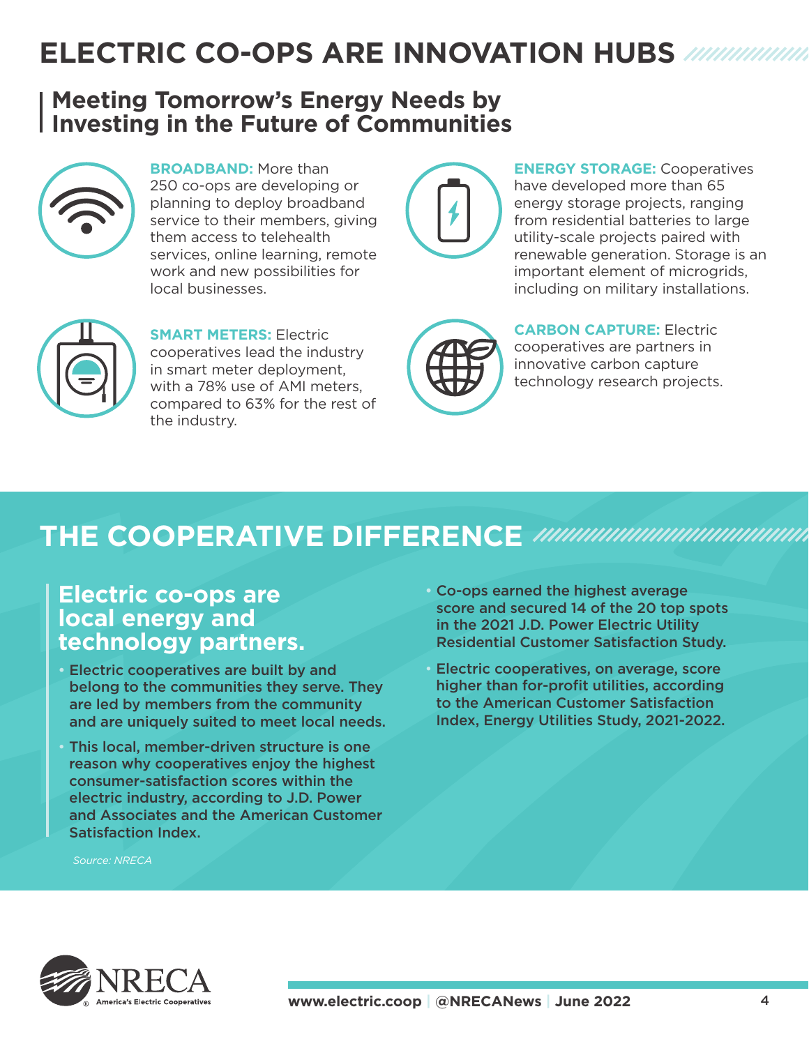# ELECTRIC CO-OPS ARE INNOVATION HUBS

## Meeting Tomorrow's Energy Needs by Investing in the Future of Communities

**BROADBAND:** More than 250 co-ops are developing or planning to deploy broadband service to their members, giving them access to telehealth services, online learning, remote work and new possibilities for local businesses.

**SMART METERS:** Electric cooperatives lead the industry in smart meter deployment, with a 78% use of AMI meters, compared to 63% for the rest of the industry.

**ENERGY STORAGE:** Cooperatives have developed more than 65 energy storage projects, ranging from residential batteries to large utility-scale projects paired with renewable generation. Storage is an important element of microgrids, including on military installations.

**CARBON CAPTURE:** Electric cooperatives are partners in innovative carbon capture technology research projects.

# THE COOPERATIVE DIFFERENCE

## Electric co-ops are local energy and technology partners.

- **Electric cooperatives are built by and belong to the communities they serve. They are led by members from the community and are uniquely suited to meet local needs.**
- **This local, member-driven structure is one reason why cooperatives enjoy the highest consumer-satisfaction scores within the electric industry, according to J.D. Power and Associates and the American Customer Satisfaction Index.**
- **Co-ops earned the highest average score and secured 14 of the 20 top spots in the 2021 J.D. Power Electric Utility Residential Customer Satisfaction Study.**
- **Electric cooperatives, on average, score higher than for-profit utilities, according to the American Customer Satisfaction Index, Energy Utilities Study, 2021-2022.**

*Source: NRECA*

NRECA America's Electric Cooperatives

**www.electric.coop | @NRECANews | June 2022**